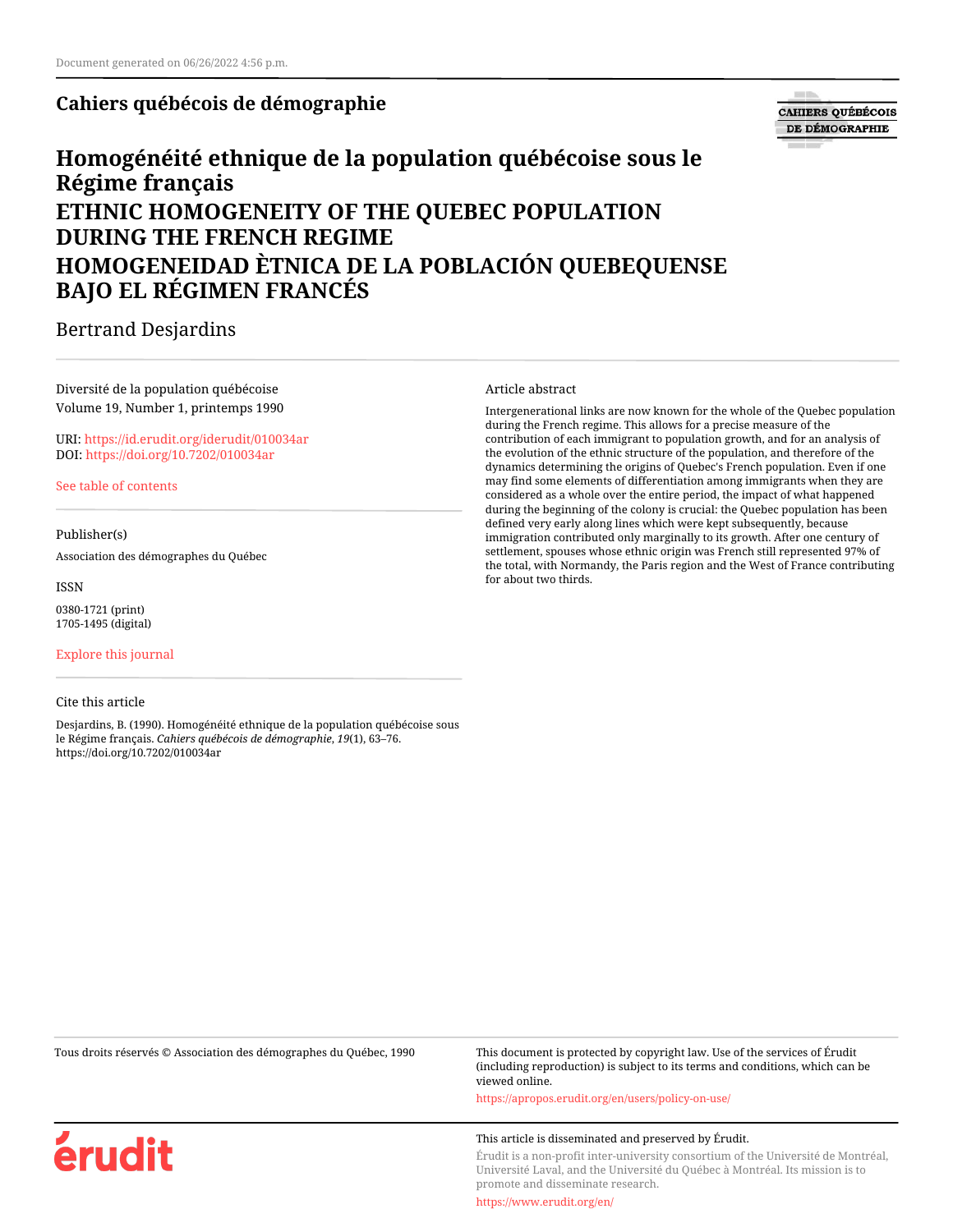Document generated on 06/26/2022 4:56 p.m.

**Cahiers québécois de démographie**

# Homogénéité ethnique de la population québécoise sous le Régime français
# ETHNIC HOMOGENEITY OF THE QUEBEC POPULATION DURING THE FRENCH REGIME
# HOMOGENEIDAD ÈTNICA DE LA POBLACIÓN QUEBEQUENSE BAJO EL RÉGIMEN FRANCÉS

Bertrand Desjardins

Diversité de la population québécoise
Volume 19, Number 1, printemps 1990

URI: https://id.erudit.org/iderudit/010034ar
DOI: https://doi.org/10.7202/010034ar

See table of contents

Publisher(s)

Association des démographes du Québec

ISSN

0380-1721 (print)
1705-1495 (digital)

Explore this journal

Cite this article

Desjardins, B. (1990). Homogénéité ethnique de la population québécoise sous le Régime français. *Cahiers québécois de démographie*, *19*(1), 63–76. https://doi.org/10.7202/010034ar

Article abstract

Intergenerational links are now known for the whole of the Quebec population during the French regime. This allows for a precise measure of the contribution of each immigrant to population growth, and for an analysis of the evolution of the ethnic structure of the population, and therefore of the dynamics determining the origins of Quebec's French population. Even if one may find some elements of differentiation among immigrants when they are considered as a whole over the entire period, the impact of what happened during the beginning of the colony is crucial: the Quebec population has been defined very early along lines which were kept subsequently, because immigration contributed only marginally to its growth. After one century of settlement, spouses whose ethnic origin was French still represented 97% of the total, with Normandy, the Paris region and the West of France contributing for about two thirds.

Tous droits réservés © Association des démographes du Québec, 1990

This document is protected by copyright law. Use of the services of Érudit (including reproduction) is subject to its terms and conditions, which can be viewed online.

https://apropos.erudit.org/en/users/policy-on-use/

This article is disseminated and preserved by Érudit.

Érudit is a non-profit inter-university consortium of the Université de Montréal, Université Laval, and the Université du Québec à Montréal. Its mission is to promote and disseminate research.

https://www.erudit.org/en/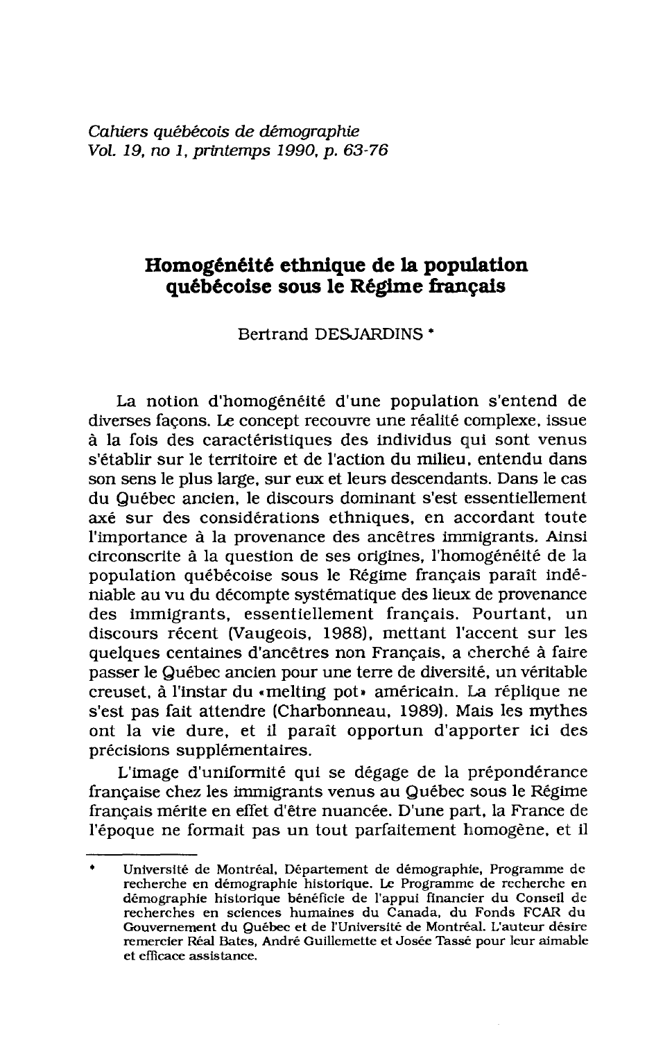*Cahiers québécois de démographie*
*Vol. 19, no 1, printemps 1990, p. 63-76*

# Homogénéité ethnique de la population québécoise sous le Régime français

Bertrand DESJARDINS *

La notion d'homogénéité d'une population s'entend de diverses façons. Le concept recouvre une réalité complexe, issue à la fois des caractéristiques des individus qui sont venus s'établir sur le territoire et de l'action du milieu, entendu dans son sens le plus large, sur eux et leurs descendants. Dans le cas du Québec ancien, le discours dominant s'est essentiellement axé sur des considérations ethniques, en accordant toute l'importance à la provenance des ancêtres immigrants. Ainsi circonscrite à la question de ses origines, l'homogénéité de la population québécoise sous le Régime français paraît indéniable au vu du décompte systématique des lieux de provenance des immigrants, essentiellement français. Pourtant, un discours récent (Vaugeois, 1988), mettant l'accent sur les quelques centaines d'ancêtres non Français, a cherché à faire passer le Québec ancien pour une terre de diversité, un véritable creuset, à l'instar du «melting pot» américain. La réplique ne s'est pas fait attendre (Charbonneau, 1989). Mais les mythes ont la vie dure, et il paraît opportun d'apporter ici des précisions supplémentaires.

L'image d'uniformité qui se dégage de la prépondérance française chez les immigrants venus au Québec sous le Régime français mérite en effet d'être nuancée. D'une part, la France de l'époque ne formait pas un tout parfaitement homogène, et il

---

\* Université de Montréal, Département de démographie, Programme de recherche en démographie historique. Le Programme de recherche en démographie historique bénéficie de l'appui financier du Conseil de recherches en sciences humaines du Canada, du Fonds FCAR du Gouvernement du Québec et de l'Université de Montréal. L'auteur désire remercier Réal Bates, André Guillemette et Josée Tassé pour leur aimable et efficace assistance.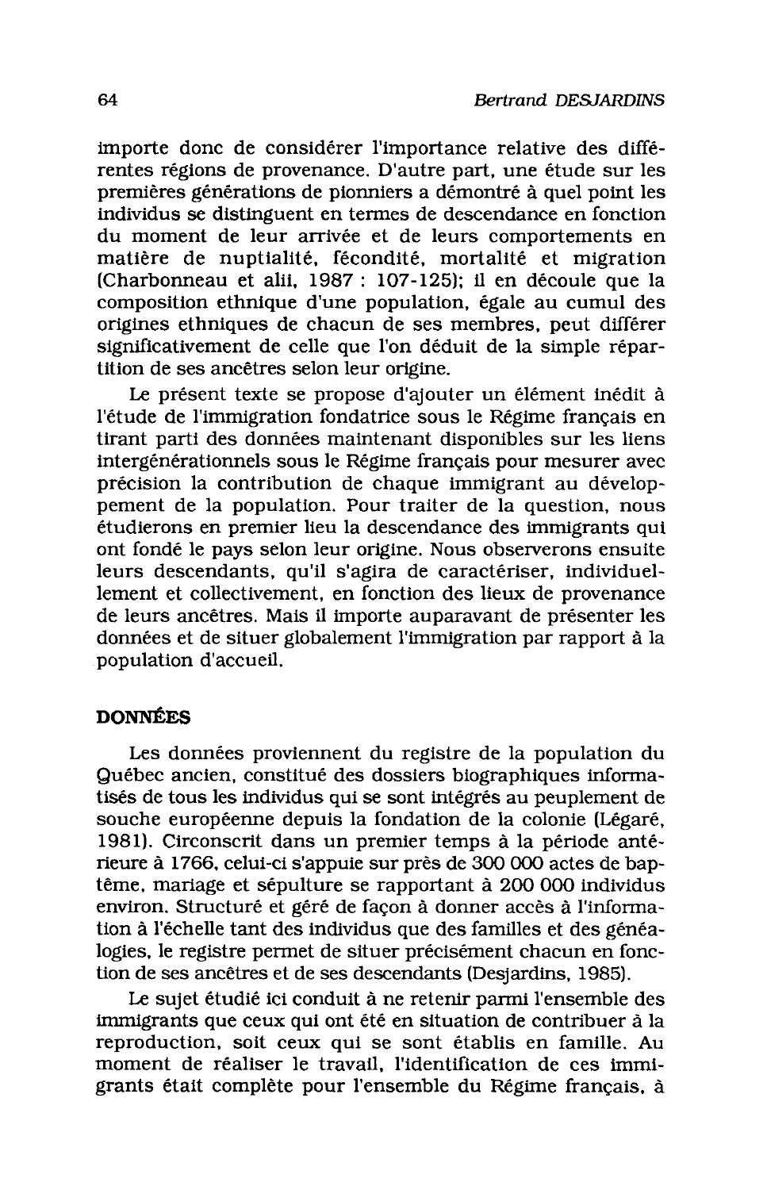importe donc de considérer l'importance relative des différentes régions de provenance. D'autre part, une étude sur les premières générations de pionniers a démontré à quel point les individus se distinguent en termes de descendance en fonction du moment de leur arrivée et de leurs comportements en matière de nuptialité, fécondité, mortalité et migration (Charbonneau et alii, 1987 : 107-125); il en découle que la composition ethnique d'une population, égale au cumul des origines ethniques de chacun de ses membres, peut différer significativement de celle que l'on déduit de la simple répartition de ses ancêtres selon leur origine.

Le présent texte se propose d'ajouter un élément inédit à l'étude de l'immigration fondatrice sous le Régime français en tirant parti des données maintenant disponibles sur les liens intergénérationnels sous le Régime français pour mesurer avec précision la contribution de chaque immigrant au développement de la population. Pour traiter de la question, nous étudierons en premier lieu la descendance des immigrants qui ont fondé le pays selon leur origine. Nous observerons ensuite leurs descendants, qu'il s'agira de caractériser, individuellement et collectivement, en fonction des lieux de provenance de leurs ancêtres. Mais il importe auparavant de présenter les données et de situer globalement l'immigration par rapport à la population d'accueil.

## DONNÉES

Les données proviennent du registre de la population du Québec ancien, constitué des dossiers biographiques informatisés de tous les individus qui se sont intégrés au peuplement de souche européenne depuis la fondation de la colonie (Légaré, 1981). Circonscrit dans un premier temps à la période antérieure à 1766, celui-ci s'appuie sur près de 300 000 actes de baptême, mariage et sépulture se rapportant à 200 000 individus environ. Structuré et géré de façon à donner accès à l'information à l'échelle tant des individus que des familles et des généalogies, le registre permet de situer précisément chacun en fonction de ses ancêtres et de ses descendants (Desjardins, 1985).

Le sujet étudié ici conduit à ne retenir parmi l'ensemble des immigrants que ceux qui ont été en situation de contribuer à la reproduction, soit ceux qui se sont établis en famille. Au moment de réaliser le travail, l'identification de ces immigrants était complète pour l'ensemble du Régime français, à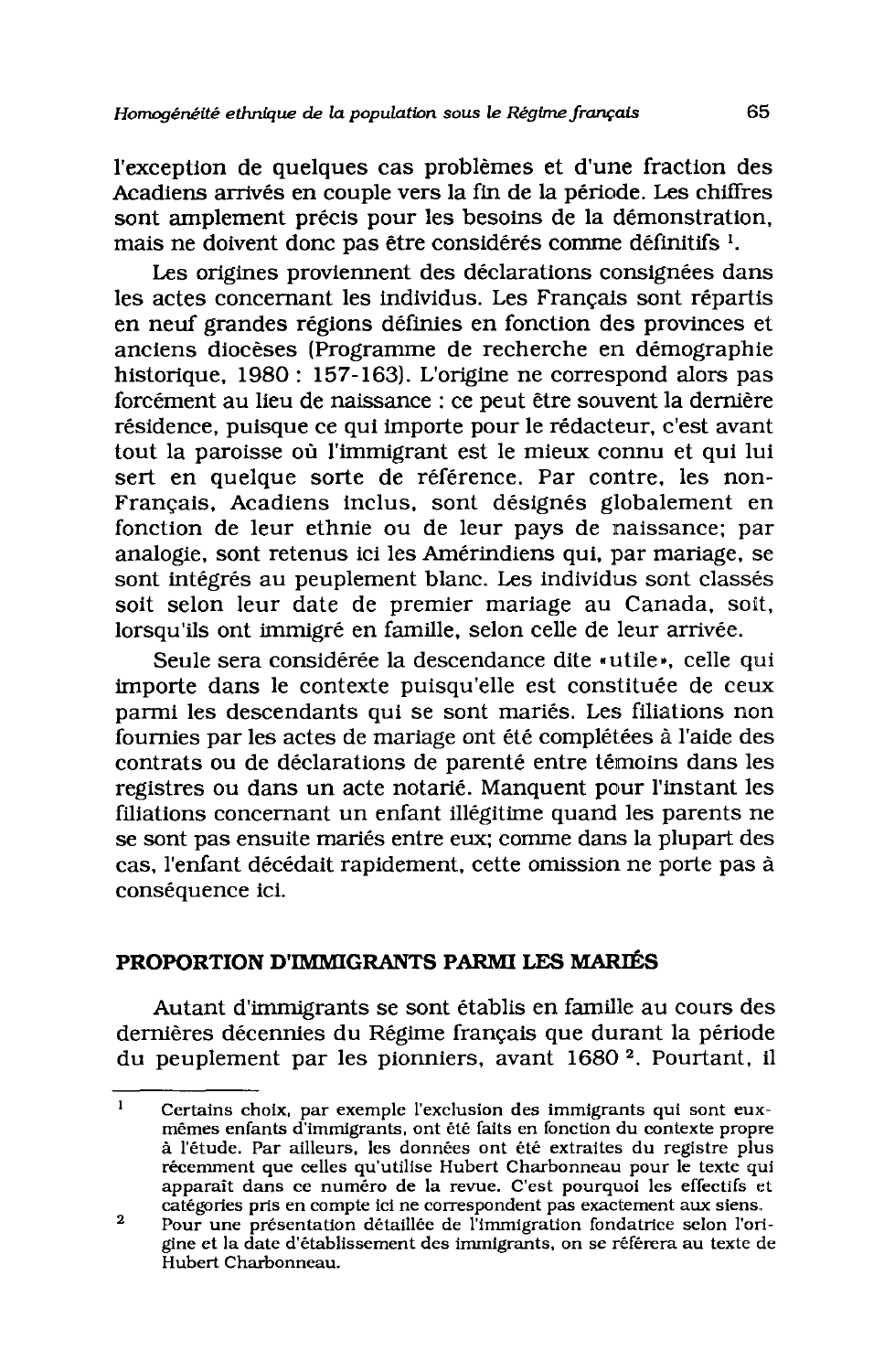l'exception de quelques cas problèmes et d'une fraction des Acadiens arrivés en couple vers la fin de la période. Les chiffres sont amplement précis pour les besoins de la démonstration, mais ne doivent donc pas être considérés comme définitifs [1].

Les origines proviennent des déclarations consignées dans les actes concernant les individus. Les Français sont répartis en neuf grandes régions définies en fonction des provinces et anciens diocèses (Programme de recherche en démographie historique, 1980 : 157-163). L'origine ne correspond alors pas forcément au lieu de naissance : ce peut être souvent la dernière résidence, puisque ce qui importe pour le rédacteur, c'est avant tout la paroisse où l'immigrant est le mieux connu et qui lui sert en quelque sorte de référence. Par contre, les non-Français, Acadiens inclus, sont désignés globalement en fonction de leur ethnie ou de leur pays de naissance; par analogie, sont retenus ici les Amérindiens qui, par mariage, se sont intégrés au peuplement blanc. Les individus sont classés soit selon leur date de premier mariage au Canada, soit, lorsqu'ils ont immigré en famille, selon celle de leur arrivée.

Seule sera considérée la descendance dite «utile», celle qui importe dans le contexte puisqu'elle est constituée de ceux parmi les descendants qui se sont mariés. Les filiations non fournies par les actes de mariage ont été complétées à l'aide des contrats ou de déclarations de parenté entre témoins dans les registres ou dans un acte notarié. Manquent pour l'instant les filiations concernant un enfant illégitime quand les parents ne se sont pas ensuite mariés entre eux; comme dans la plupart des cas, l'enfant décédait rapidement, cette omission ne porte pas à conséquence ici.

## PROPORTION D'IMMIGRANTS PARMI LES MARIÉS

Autant d'immigrants se sont établis en famille au cours des dernières décennies du Régime français que durant la période du peuplement par les pionniers, avant 1680 [2]. Pourtant, il

---

[1] Certains choix, par exemple l'exclusion des immigrants qui sont eux-mêmes enfants d'immigrants, ont été faits en fonction du contexte propre à l'étude. Par ailleurs, les données ont été extraites du registre plus récemment que celles qu'utilise Hubert Charbonneau pour le texte qui apparaît dans ce numéro de la revue. C'est pourquoi les effectifs et catégories pris en compte ici ne correspondent pas exactement aux siens.

[2] Pour une présentation détaillée de l'immigration fondatrice selon l'origine et la date d'établissement des immigrants, on se référera au texte de Hubert Charbonneau.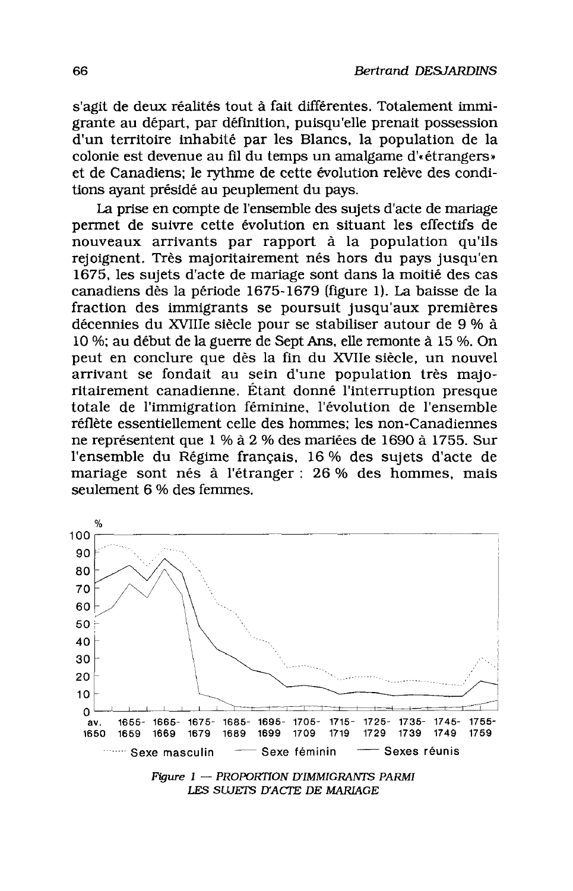s'agit de deux réalités tout à fait différentes. Totalement immigrante au départ, par définition, puisqu'elle prenait possession d'un territoire inhabité par les Blancs, la population de la colonie est devenue au fil du temps un amalgame d'«étrangers» et de Canadiens; le rythme de cette évolution relève des conditions ayant présidé au peuplement du pays.

La prise en compte de l'ensemble des sujets d'acte de mariage permet de suivre cette évolution en situant les effectifs de nouveaux arrivants par rapport à la population qu'ils rejoignent. Très majoritairement nés hors du pays jusqu'en 1675, les sujets d'acte de mariage sont dans la moitié des cas canadiens dès la période 1675-1679 (figure 1). La baisse de la fraction des immigrants se poursuit jusqu'aux premières décennies du XVIIIe siècle pour se stabiliser autour de 9 % à 10 %; au début de la guerre de Sept Ans, elle remonte à 15 %. On peut en conclure que dès la fin du XVIIe siècle, un nouvel arrivant se fondait au sein d'une population très majoritairement canadienne. Étant donné l'interruption presque totale de l'immigration féminine, l'évolution de l'ensemble réflète essentiellement celle des hommes; les non-Canadiennes ne représentent que 1 % à 2 % des mariées de 1690 à 1755. Sur l'ensemble du Régime français, 16 % des sujets d'acte de mariage sont nés à l'étranger : 26 % des hommes, mais seulement 6 % des femmes.

*Figure 1 — PROPORTION D'IMMIGRANTS PARMI LES SUJETS D'ACTE DE MARIAGE*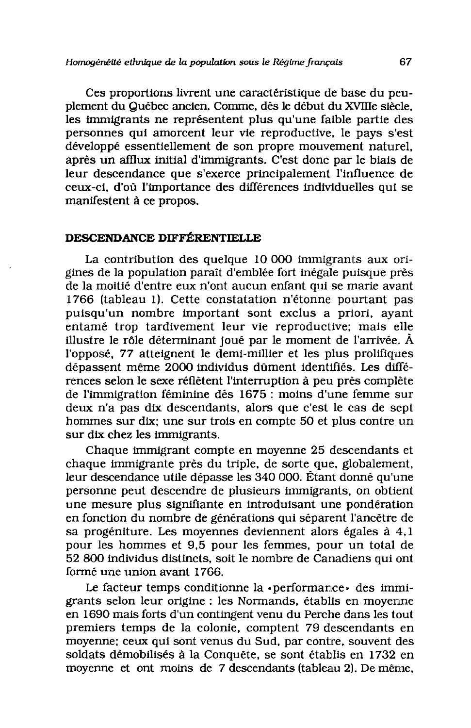Ces proportions livrent une caractéristique de base du peuplement du Québec ancien. Comme, dès le début du XVIIIe siècle, les immigrants ne représentent plus qu'une faible partie des personnes qui amorcent leur vie reproductive, le pays s'est développé essentiellement de son propre mouvement naturel, après un afflux initial d'immigrants. C'est donc par le biais de leur descendance que s'exerce principalement l'influence de ceux-ci, d'où l'importance des différences individuelles qui se manifestent à ce propos.

## DESCENDANCE DIFFÉRENTIELLE

La contribution des quelque 10 000 immigrants aux origines de la population paraît d'emblée fort inégale puisque près de la moitié d'entre eux n'ont aucun enfant qui se marie avant 1766 (tableau 1). Cette constatation n'étonne pourtant pas puisqu'un nombre important sont exclus a priori, ayant entamé trop tardivement leur vie reproductive; mais elle illustre le rôle déterminant joué par le moment de l'arrivée. À l'opposé, 77 atteignent le demi-millier et les plus prolifiques dépassent même 2000 individus dûment identifiés. Les différences selon le sexe réflètent l'interruption à peu près complète de l'immigration féminine dès 1675 : moins d'une femme sur deux n'a pas dix descendants, alors que c'est le cas de sept hommes sur dix; une sur trois en compte 50 et plus contre un sur dix chez les immigrants.

Chaque immigrant compte en moyenne 25 descendants et chaque immigrante près du triple, de sorte que, globalement, leur descendance utile dépasse les 340 000. Étant donné qu'une personne peut descendre de plusieurs immigrants, on obtient une mesure plus signifiante en introduisant une pondération en fonction du nombre de générations qui séparent l'ancêtre de sa progéniture. Les moyennes deviennent alors égales à 4,1 pour les hommes et 9,5 pour les femmes, pour un total de 52 800 individus distincts, soit le nombre de Canadiens qui ont formé une union avant 1766.

Le facteur temps conditionne la «performance» des immigrants selon leur origine : les Normands, établis en moyenne en 1690 mais forts d'un contingent venu du Perche dans les tout premiers temps de la colonie, comptent 79 descendants en moyenne; ceux qui sont venus du Sud, par contre, souvent des soldats démobilisés à la Conquête, se sont établis en 1732 en moyenne et ont moins de 7 descendants (tableau 2). De même,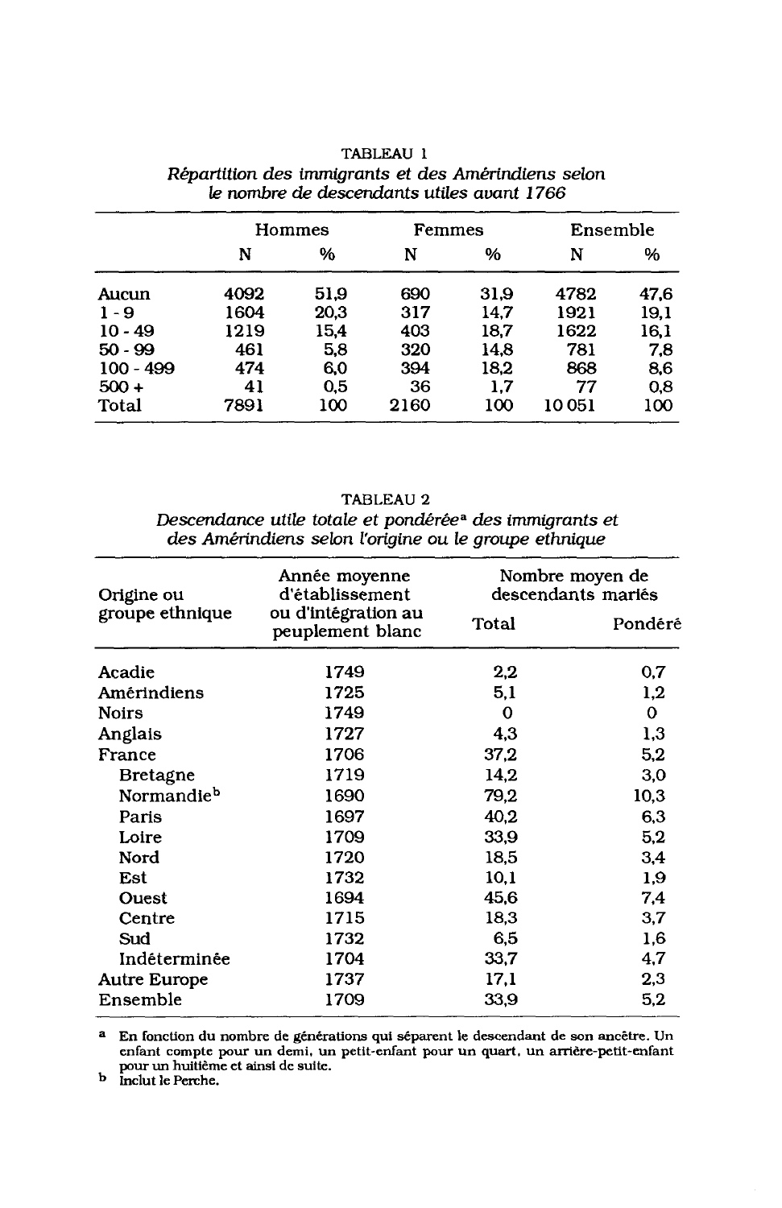TABLEAU 1

*Répartition des immigrants et des Amérindiens selon le nombre de descendants utiles avant 1766*

| | Hommes | | Femmes | | Ensemble | |
|---|---|---|---|---|---|---|
| | N | % | N | % | N | % |
| Aucun | 4092 | 51,9 | 690 | 31,9 | 4782 | 47,6 |
| 1 - 9 | 1604 | 20,3 | 317 | 14,7 | 1921 | 19,1 |
| 10 - 49 | 1219 | 15,4 | 403 | 18,7 | 1622 | 16,1 |
| 50 - 99 | 461 | 5,8 | 320 | 14,8 | 781 | 7,8 |
| 100 - 499 | 474 | 6,0 | 394 | 18,2 | 868 | 8,6 |
| 500 + | 41 | 0,5 | 36 | 1,7 | 77 | 0,8 |
| Total | 7891 | 100 | 2160 | 100 | 10 051 | 100 |

TABLEAU 2

*Descendance utile totale et pondérée[a] des immigrants et des Amérindiens selon l'origine ou le groupe ethnique*

| Origine ou groupe ethnique | Année moyenne d'établissement ou d'intégration au peuplement blanc | Nombre moyen de descendants mariés | |
|---|---|---|---|
| | | Total | Pondéré |
| Acadie | 1749 | 2,2 | 0,7 |
| Amérindiens | 1725 | 5,1 | 1,2 |
| Noirs | 1749 | 0 | 0 |
| Anglais | 1727 | 4,3 | 1,3 |
| France | 1706 | 37,2 | 5,2 |
| Bretagne | 1719 | 14,2 | 3,0 |
| Normandie[b] | 1690 | 79,2 | 10,3 |
| Paris | 1697 | 40,2 | 6,3 |
| Loire | 1709 | 33,9 | 5,2 |
| Nord | 1720 | 18,5 | 3,4 |
| Est | 1732 | 10,1 | 1,9 |
| Ouest | 1694 | 45,6 | 7,4 |
| Centre | 1715 | 18,3 | 3,7 |
| Sud | 1732 | 6,5 | 1,6 |
| Indéterminée | 1704 | 33,7 | 4,7 |
| Autre Europe | 1737 | 17,1 | 2,3 |
| Ensemble | 1709 | 33,9 | 5,2 |

[a] En fonction du nombre de générations qui séparent le descendant de son ancêtre. Un enfant compte pour un demi, un petit-enfant pour un quart, un arrière-petit-enfant pour un huitième et ainsi de suite.

[b] Inclut le Perche.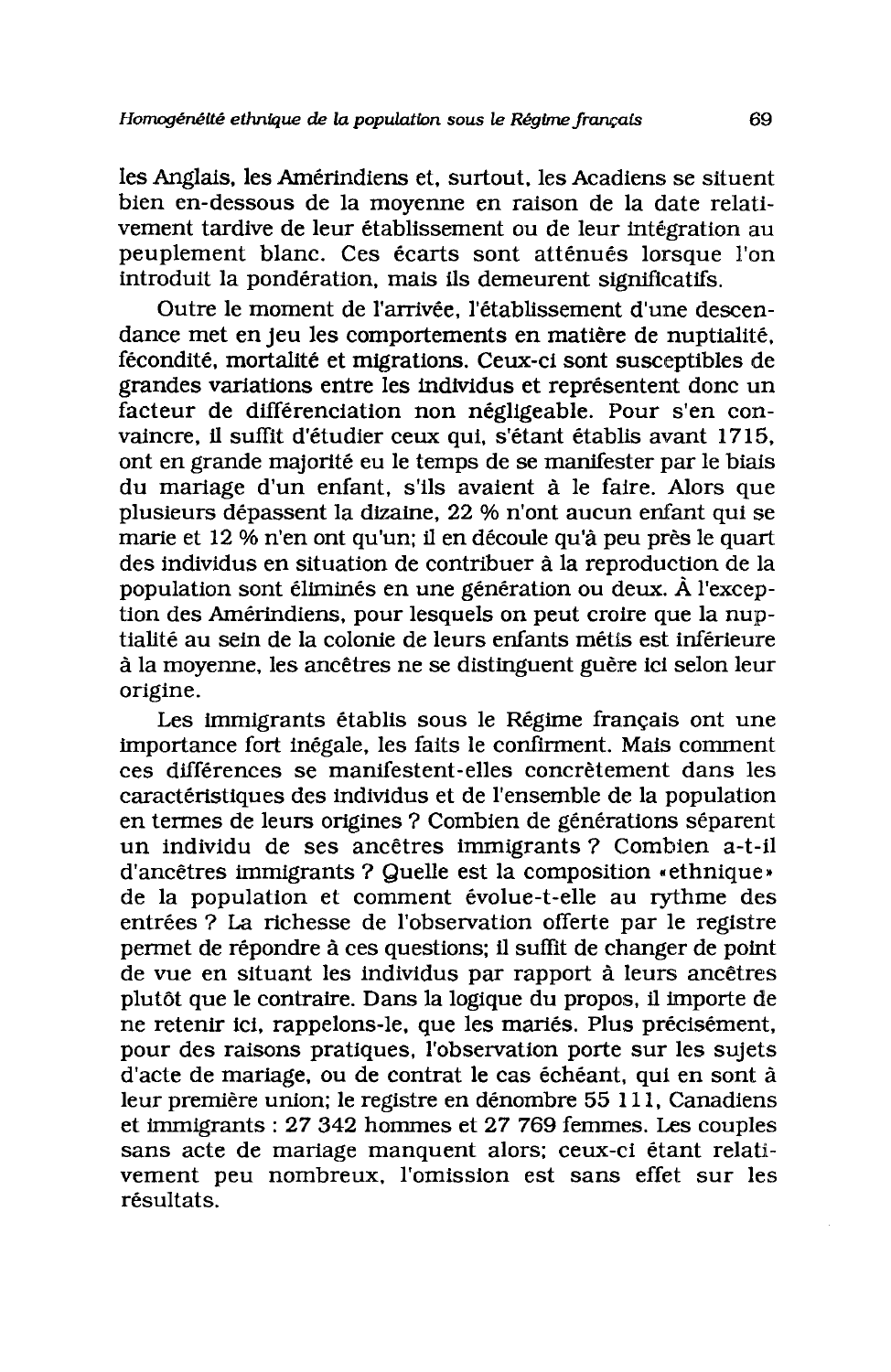les Anglais, les Amérindiens et, surtout, les Acadiens se situent bien en-dessous de la moyenne en raison de la date relativement tardive de leur établissement ou de leur intégration au peuplement blanc. Ces écarts sont atténués lorsque l'on introduit la pondération, mais ils demeurent significatifs.

Outre le moment de l'arrivée, l'établissement d'une descendance met en jeu les comportements en matière de nuptialité, fécondité, mortalité et migrations. Ceux-ci sont susceptibles de grandes variations entre les individus et représentent donc un facteur de différenciation non négligeable. Pour s'en convaincre, il suffit d'étudier ceux qui, s'étant établis avant 1715, ont en grande majorité eu le temps de se manifester par le biais du mariage d'un enfant, s'ils avaient à le faire. Alors que plusieurs dépassent la dizaine, 22 % n'ont aucun enfant qui se marie et 12 % n'en ont qu'un; il en découle qu'à peu près le quart des individus en situation de contribuer à la reproduction de la population sont éliminés en une génération ou deux. À l'exception des Amérindiens, pour lesquels on peut croire que la nuptialité au sein de la colonie de leurs enfants métis est inférieure à la moyenne, les ancêtres ne se distinguent guère ici selon leur origine.

Les immigrants établis sous le Régime français ont une importance fort inégale, les faits le confirment. Mais comment ces différences se manifestent-elles concrètement dans les caractéristiques des individus et de l'ensemble de la population en termes de leurs origines ? Combien de générations séparent un individu de ses ancêtres immigrants ? Combien a-t-il d'ancêtres immigrants ? Quelle est la composition «ethnique» de la population et comment évolue-t-elle au rythme des entrées ? La richesse de l'observation offerte par le registre permet de répondre à ces questions; il suffit de changer de point de vue en situant les individus par rapport à leurs ancêtres plutôt que le contraire. Dans la logique du propos, il importe de ne retenir ici, rappelons-le, que les mariés. Plus précisément, pour des raisons pratiques, l'observation porte sur les sujets d'acte de mariage, ou de contrat le cas échéant, qui en sont à leur première union; le registre en dénombre 55 111, Canadiens et immigrants : 27 342 hommes et 27 769 femmes. Les couples sans acte de mariage manquent alors; ceux-ci étant relativement peu nombreux, l'omission est sans effet sur les résultats.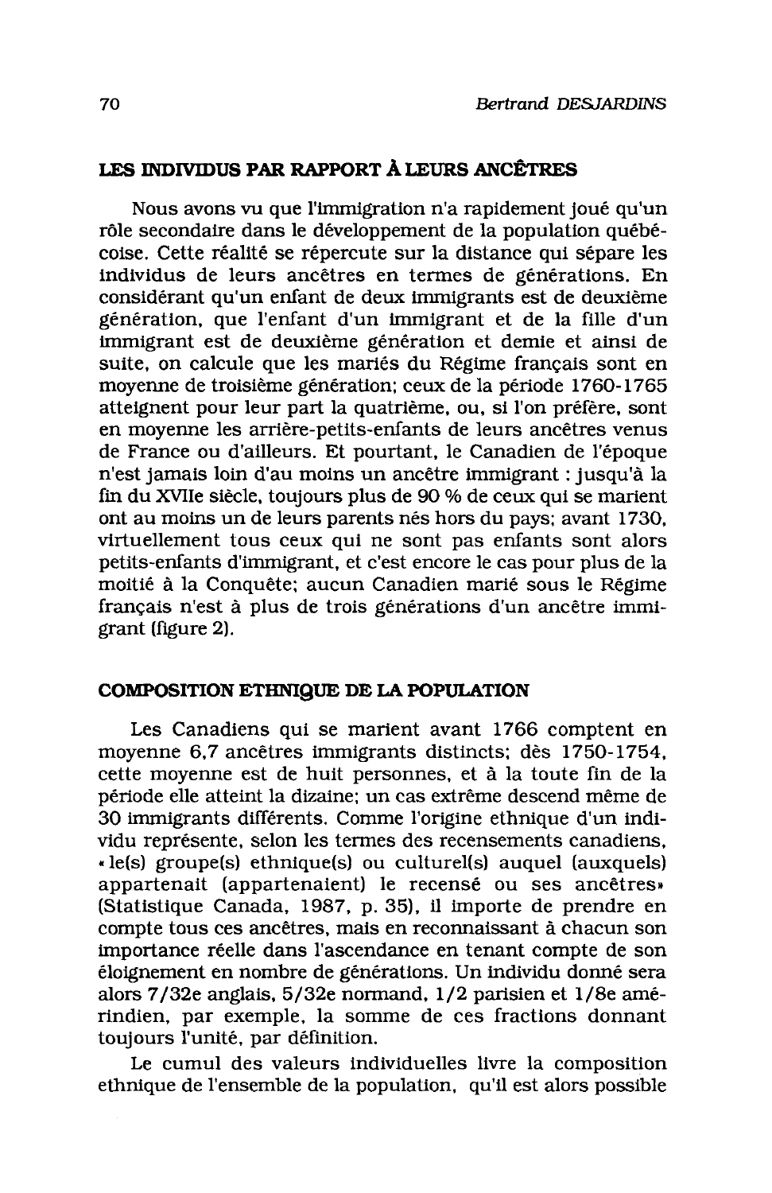## LES INDIVIDUS PAR RAPPORT À LEURS ANCÊTRES

Nous avons vu que l'immigration n'a rapidement joué qu'un rôle secondaire dans le développement de la population québécoise. Cette réalité se répercute sur la distance qui sépare les individus de leurs ancêtres en termes de générations. En considérant qu'un enfant de deux immigrants est de deuxième génération, que l'enfant d'un immigrant et de la fille d'un immigrant est de deuxième génération et demie et ainsi de suite, on calcule que les mariés du Régime français sont en moyenne de troisième génération; ceux de la période 1760-1765 atteignent pour leur part la quatrième, ou, si l'on préfère, sont en moyenne les arrière-petits-enfants de leurs ancêtres venus de France ou d'ailleurs. Et pourtant, le Canadien de l'époque n'est jamais loin d'au moins un ancêtre immigrant : jusqu'à la fin du XVIIe siècle, toujours plus de 90 % de ceux qui se marient ont au moins un de leurs parents nés hors du pays; avant 1730, virtuellement tous ceux qui ne sont pas enfants sont alors petits-enfants d'immigrant, et c'est encore le cas pour plus de la moitié à la Conquête; aucun Canadien marié sous le Régime français n'est à plus de trois générations d'un ancêtre immigrant (figure 2).

## COMPOSITION ETHNIQUE DE LA POPULATION

Les Canadiens qui se marient avant 1766 comptent en moyenne 6,7 ancêtres immigrants distincts; dès 1750-1754, cette moyenne est de huit personnes, et à la toute fin de la période elle atteint la dizaine; un cas extrême descend même de 30 immigrants différents. Comme l'origine ethnique d'un individu représente, selon les termes des recensements canadiens, « le(s) groupe(s) ethnique(s) ou culturel(s) auquel (auxquels) appartenait (appartenaient) le recensé ou ses ancêtres» (Statistique Canada, 1987, p. 35), il importe de prendre en compte tous ces ancêtres, mais en reconnaissant à chacun son importance réelle dans l'ascendance en tenant compte de son éloignement en nombre de générations. Un individu donné sera alors 7/32e anglais, 5/32e normand, 1/2 parisien et 1/8e amérindien, par exemple, la somme de ces fractions donnant toujours l'unité, par définition.

Le cumul des valeurs individuelles livre la composition ethnique de l'ensemble de la population, qu'il est alors possible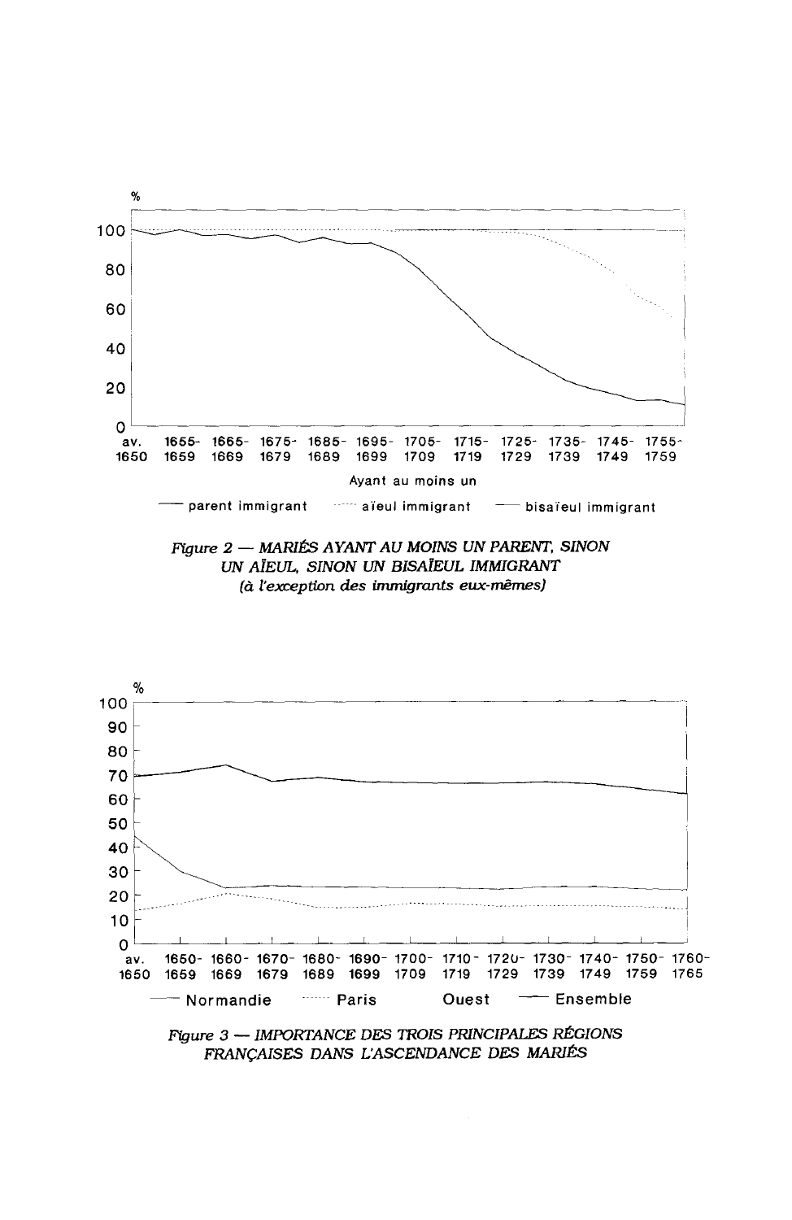%

100

80

60

40

20

0

av. 1650 | 1655-1659 | 1665-1669 | 1675-1679 | 1685-1689 | 1695-1699 | 1705-1709 | 1715-1719 | 1725-1729 | 1735-1739 | 1745-1749 | 1755-1759

Ayant au moins un

— parent immigrant ······ aïeul immigrant — bisaïeul immigrant

*Figure 2 — MARIÉS AYANT AU MOINS UN PARENT, SINON UN AÏEUL, SINON UN BISAÏEUL IMMIGRANT (à l'exception des immigrants eux-mêmes)*

%

100

90

80

70

60

50

40

30

20

10

0

av. 1650 | 1650-1659 | 1660-1669 | 1670-1679 | 1680-1689 | 1690-1699 | 1700-1709 | 1710-1719 | 1720-1729 | 1730-1739 | 1740-1749 | 1750-1759 | 1760-1765

— Normandie ······ Paris Ouest — Ensemble

*Figure 3 — IMPORTANCE DES TROIS PRINCIPALES RÉGIONS FRANÇAISES DANS L'ASCENDANCE DES MARIÉS*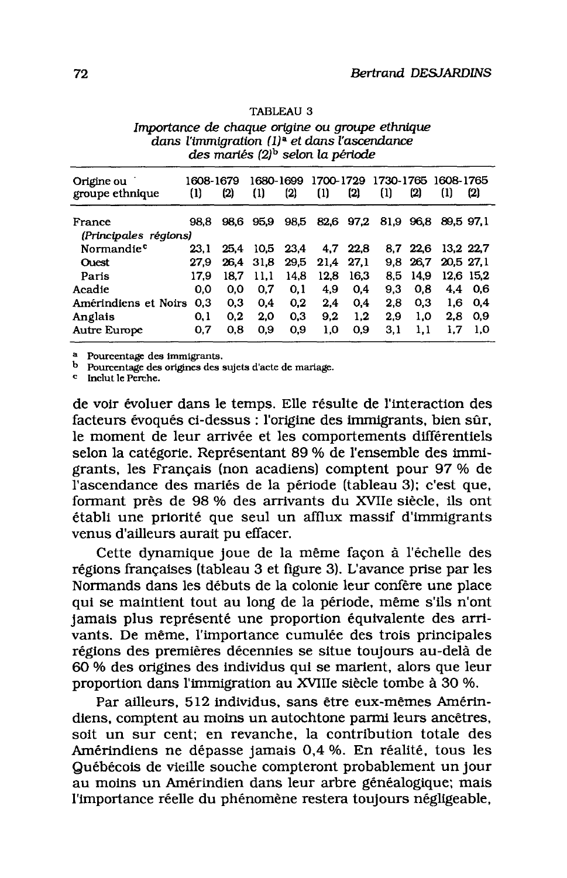TABLEAU 3

*Importance de chaque origine ou groupe ethnique dans l'immigration (1)*[a] *et dans l'ascendance des mariés (2)*[b] *selon la période*

| Origine ou groupe ethnique | 1608-1679 (1) | 1608-1679 (2) | 1680-1699 (1) | 1680-1699 (2) | 1700-1729 (1) | 1700-1729 (2) | 1730-1765 (1) | 1730-1765 (2) | 1608-1765 (1) | 1608-1765 (2) |
|---|---|---|---|---|---|---|---|---|---|---|
| France | 98,8 | 98,6 | 95,9 | 98,5 | 82,6 | 97,2 | 81,9 | 96,8 | 89,5 | 97,1 |
| *(Principales régions)* | | | | | | | | | | |
| Normandie[c] | 23,1 | 25,4 | 10,5 | 23,4 | 4,7 | 22,8 | 8,7 | 22,6 | 13,2 | 22,7 |
| Ouest | 27,9 | 26,4 | 31,8 | 29,5 | 21,4 | 27,1 | 9,8 | 26,7 | 20,5 | 27,1 |
| Paris | 17,9 | 18,7 | 11,1 | 14,8 | 12,8 | 16,3 | 8,5 | 14,9 | 12,6 | 15,2 |
| Acadie | 0,0 | 0,0 | 0,7 | 0,1 | 4,9 | 0,4 | 9,3 | 0,8 | 4,4 | 0,6 |
| Amérindiens et Noirs | 0,3 | 0,3 | 0,4 | 0,2 | 2,4 | 0,4 | 2,8 | 0,3 | 1,6 | 0,4 |
| Anglais | 0,1 | 0,2 | 2,0 | 0,3 | 9,2 | 1,2 | 2,9 | 1,0 | 2,8 | 0,9 |
| Autre Europe | 0,7 | 0,8 | 0,9 | 0,9 | 1,0 | 0,9 | 3,1 | 1,1 | 1,7 | 1,0 |

[a] Pourcentage des immigrants.
[b] Pourcentage des origines des sujets d'acte de mariage.
[c] Inclut le Perche.

de voir évoluer dans le temps. Elle résulte de l'interaction des facteurs évoqués ci-dessus : l'origine des immigrants, bien sûr, le moment de leur arrivée et les comportements différentiels selon la catégorie. Représentant 89 % de l'ensemble des immigrants, les Français (non acadiens) comptent pour 97 % de l'ascendance des mariés de la période (tableau 3); c'est que, formant près de 98 % des arrivants du XVIIe siècle, ils ont établi une priorité que seul un afflux massif d'immigrants venus d'ailleurs aurait pu effacer.

Cette dynamique joue de la même façon à l'échelle des régions françaises (tableau 3 et figure 3). L'avance prise par les Normands dans les débuts de la colonie leur confère une place qui se maintient tout au long de la période, même s'ils n'ont jamais plus représenté une proportion équivalente des arrivants. De même, l'importance cumulée des trois principales régions des premières décennies se situe toujours au-delà de 60 % des origines des individus qui se marient, alors que leur proportion dans l'immigration au XVIIIe siècle tombe à 30 %.

Par ailleurs, 512 individus, sans être eux-mêmes Amérindiens, comptent au moins un autochtone parmi leurs ancêtres, soit un sur cent; en revanche, la contribution totale des Amérindiens ne dépasse jamais 0,4 %. En réalité, tous les Québécois de vieille souche compteront probablement un jour au moins un Amérindien dans leur arbre généalogique; mais l'importance réelle du phénomène restera toujours négligeable,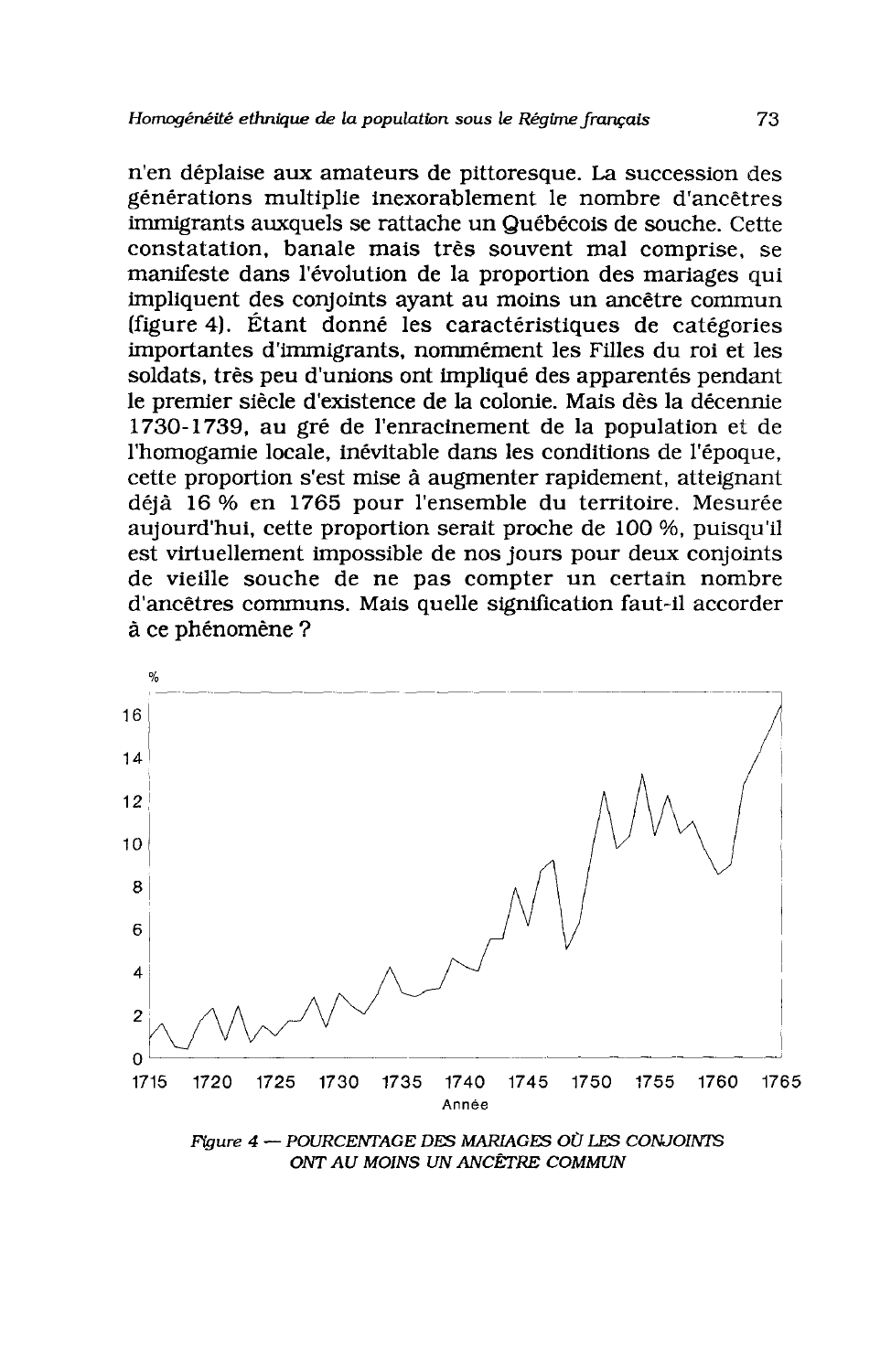n'en déplaise aux amateurs de pittoresque. La succession des générations multiplie inexorablement le nombre d'ancêtres immigrants auxquels se rattache un Québécois de souche. Cette constatation, banale mais très souvent mal comprise, se manifeste dans l'évolution de la proportion des mariages qui impliquent des conjoints ayant au moins un ancêtre commun (figure 4). Étant donné les caractéristiques de catégories importantes d'immigrants, nommément les Filles du roi et les soldats, très peu d'unions ont impliqué des apparentés pendant le premier siècle d'existence de la colonie. Mais dès la décennie 1730-1739, au gré de l'enracinement de la population et de l'homogamie locale, inévitable dans les conditions de l'époque, cette proportion s'est mise à augmenter rapidement, atteignant déjà 16 % en 1765 pour l'ensemble du territoire. Mesurée aujourd'hui, cette proportion serait proche de 100 %, puisqu'il est virtuellement impossible de nos jours pour deux conjoints de vieille souche de ne pas compter un certain nombre d'ancêtres communs. Mais quelle signification faut-il accorder à ce phénomène ?

*Figure 4 — POURCENTAGE DES MARIAGES OÙ LES CONJOINTS ONT AU MOINS UN ANCÊTRE COMMUN*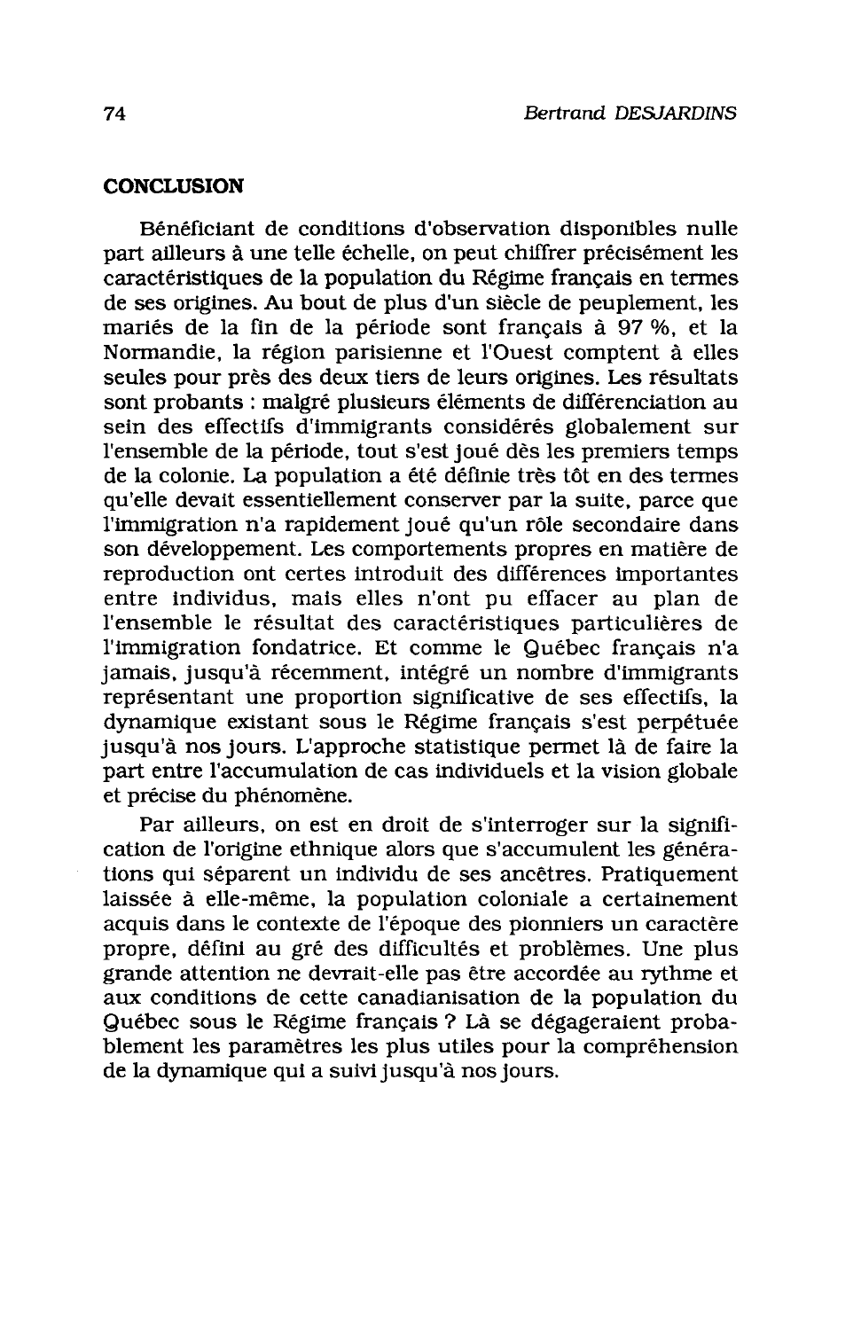## CONCLUSION

Bénéficiant de conditions d'observation disponibles nulle part ailleurs à une telle échelle, on peut chiffrer précisément les caractéristiques de la population du Régime français en termes de ses origines. Au bout de plus d'un siècle de peuplement, les mariés de la fin de la période sont français à 97 %, et la Normandie, la région parisienne et l'Ouest comptent à elles seules pour près des deux tiers de leurs origines. Les résultats sont probants : malgré plusieurs éléments de différenciation au sein des effectifs d'immigrants considérés globalement sur l'ensemble de la période, tout s'est joué dès les premiers temps de la colonie. La population a été définie très tôt en des termes qu'elle devait essentiellement conserver par la suite, parce que l'immigration n'a rapidement joué qu'un rôle secondaire dans son développement. Les comportements propres en matière de reproduction ont certes introduit des différences importantes entre individus, mais elles n'ont pu effacer au plan de l'ensemble le résultat des caractéristiques particulières de l'immigration fondatrice. Et comme le Québec français n'a jamais, jusqu'à récemment, intégré un nombre d'immigrants représentant une proportion significative de ses effectifs, la dynamique existant sous le Régime français s'est perpétuée jusqu'à nos jours. L'approche statistique permet là de faire la part entre l'accumulation de cas individuels et la vision globale et précise du phénomène.

Par ailleurs, on est en droit de s'interroger sur la signification de l'origine ethnique alors que s'accumulent les générations qui séparent un individu de ses ancêtres. Pratiquement laissée à elle-même, la population coloniale a certainement acquis dans le contexte de l'époque des pionniers un caractère propre, défini au gré des difficultés et problèmes. Une plus grande attention ne devrait-elle pas être accordée au rythme et aux conditions de cette canadianisation de la population du Québec sous le Régime français ? Là se dégageraient probablement les paramètres les plus utiles pour la compréhension de la dynamique qui a suivi jusqu'à nos jours.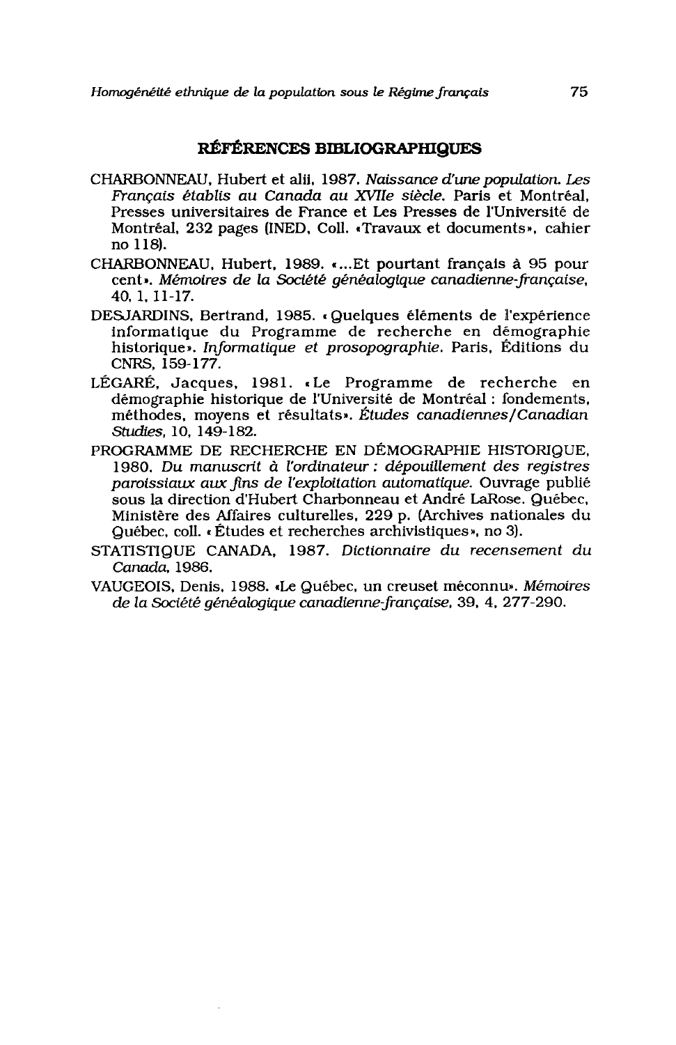## RÉFÉRENCES BIBLIOGRAPHIQUES

CHARBONNEAU, Hubert et alii, 1987. *Naissance d'une population. Les Français établis au Canada au XVIIe siècle.* Paris et Montréal, Presses universitaires de France et Les Presses de l'Université de Montréal, 232 pages (INED, Coll. «Travaux et documents», cahier no 118).

CHARBONNEAU, Hubert, 1989. «...Et pourtant français à 95 pour cent». *Mémoires de la Société généalogique canadienne-française,* 40, 1, 11-17.

DESJARDINS, Bertrand, 1985. «Quelques éléments de l'expérience informatique du Programme de recherche en démographie historique». *Informatique et prosopographie.* Paris, Éditions du CNRS, 159-177.

LÉGARÉ, Jacques, 1981. «Le Programme de recherche en démographie historique de l'Université de Montréal : fondements, méthodes, moyens et résultats». *Études canadiennes/Canadian Studies,* 10, 149-182.

PROGRAMME DE RECHERCHE EN DÉMOGRAPHIE HISTORIQUE, 1980. *Du manuscrit à l'ordinateur : dépouillement des registres paroissiaux aux fins de l'exploitation automatique.* Ouvrage publié sous la direction d'Hubert Charbonneau et André LaRose. Québec, Ministère des Affaires culturelles, 229 p. (Archives nationales du Québec, coll. «Études et recherches archivistiques», no 3).

STATISTIQUE CANADA, 1987. *Dictionnaire du recensement du Canada,* 1986.

VAUGEOIS, Denis, 1988. «Le Québec, un creuset méconnu». *Mémoires de la Société généalogique canadienne-française,* 39, 4, 277-290.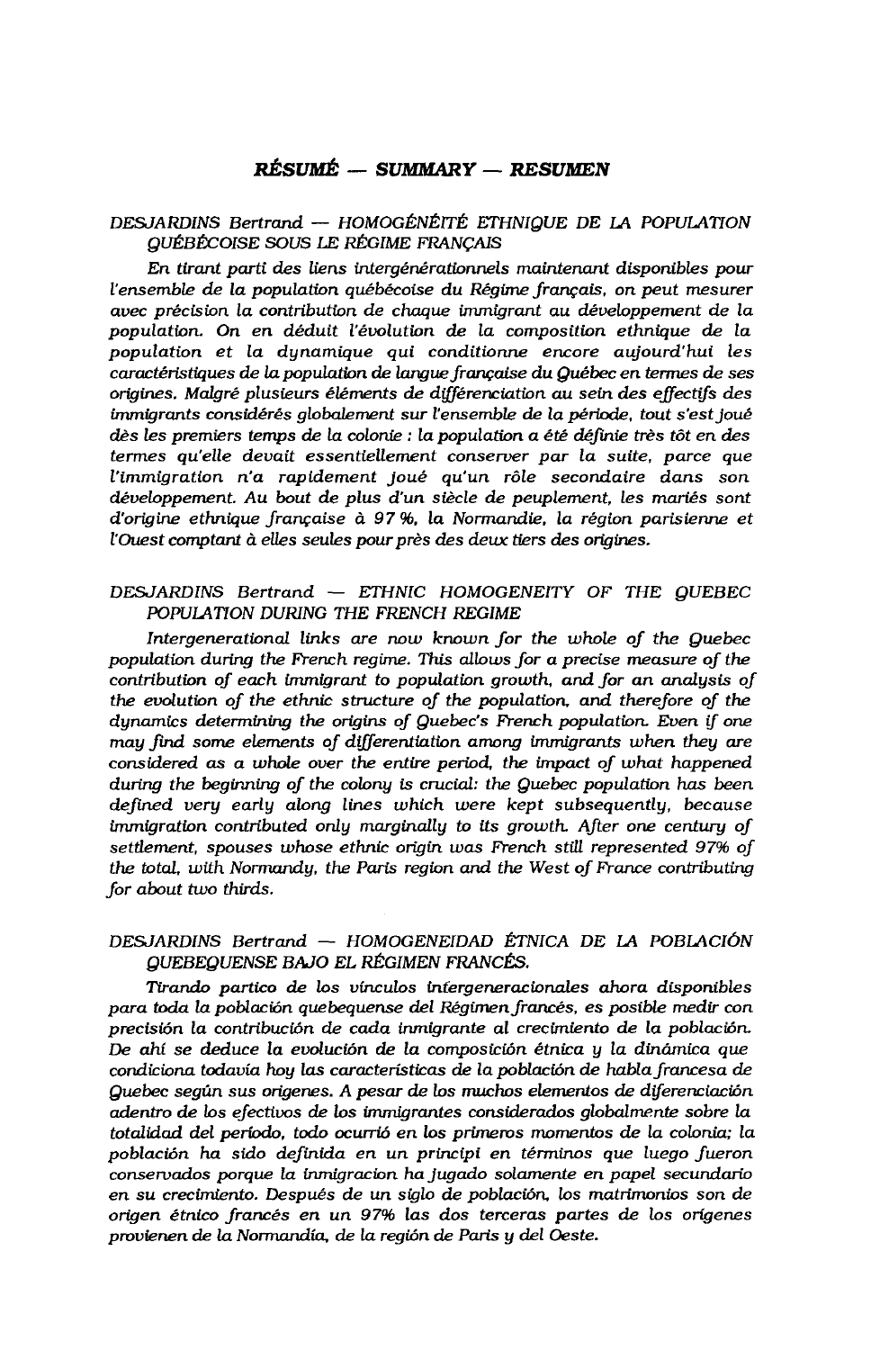## *RÉSUMÉ — SUMMARY — RESUMEN*

*DESJARDINS Bertrand — HOMOGÉNÉITÉ ETHNIQUE DE LA POPULATION QUÉBÉCOISE SOUS LE RÉGIME FRANÇAIS*

*En tirant parti des liens intergénérationnels maintenant disponibles pour l'ensemble de la population québécoise du Régime français, on peut mesurer avec précision la contribution de chaque immigrant au développement de la population. On en déduit l'évolution de la composition ethnique de la population et la dynamique qui conditionne encore aujourd'hui les caractéristiques de la population de langue française du Québec en termes de ses origines. Malgré plusieurs éléments de différenciation au sein des effectifs des immigrants considérés globalement sur l'ensemble de la période, tout s'est joué dès les premiers temps de la colonie : la population a été définie très tôt en des termes qu'elle devait essentiellement conserver par la suite, parce que l'immigration n'a rapidement joué qu'un rôle secondaire dans son développement. Au bout de plus d'un siècle de peuplement, les mariés sont d'origine ethnique française à 97 %, la Normandie, la région parisienne et l'Ouest comptant à elles seules pour près des deux tiers des origines.*

*DESJARDINS Bertrand — ETHNIC HOMOGENEITY OF THE QUEBEC POPULATION DURING THE FRENCH REGIME*

*Intergenerational links are now known for the whole of the Quebec population during the French regime. This allows for a precise measure of the contribution of each immigrant to population growth, and for an analysis of the evolution of the ethnic structure of the population, and therefore of the dynamics determining the origins of Quebec's French population. Even if one may find some elements of differentiation among immigrants when they are considered as a whole over the entire period, the impact of what happened during the beginning of the colony is crucial: the Quebec population has been defined very early along lines which were kept subsequently, because immigration contributed only marginally to its growth. After one century of settlement, spouses whose ethnic origin was French still represented 97% of the total, with Normandy, the Paris region and the West of France contributing for about two thirds.*

*DESJARDINS Bertrand — HOMOGENEIDAD ÉTNICA DE LA POBLACIÓN QUEBEQUENSE BAJO EL RÉGIMEN FRANCÉS.*

*Tirando partico de los vínculos intergeneracionales ahora disponibles para toda la población quebequense del Régimen francés, es posible medir con precisión la contribución de cada inmigrante al crecimiento de la población. De ahí se deduce la evolución de la composición étnica y la dinámica que condiciona todavía hoy las características de la población de habla francesa de Quebec según sus orígenes. A pesar de los muchos elementos de diferenciación adentro de los efectivos de los inmigrantes considerados globalmente sobre la totalidad del período, todo ocurrió en los primeros momentos de la colonia; la población ha sido definida en un principi en términos que luego fueron conservados porque la inmigracion ha jugado solamente en papel secundario en su crecimiento. Después de un siglo de población, los matrimonios son de origen étnico francés en un 97% las dos terceras partes de los orígenes provienen de la Normandía, de la región de Paris y del Oeste.*